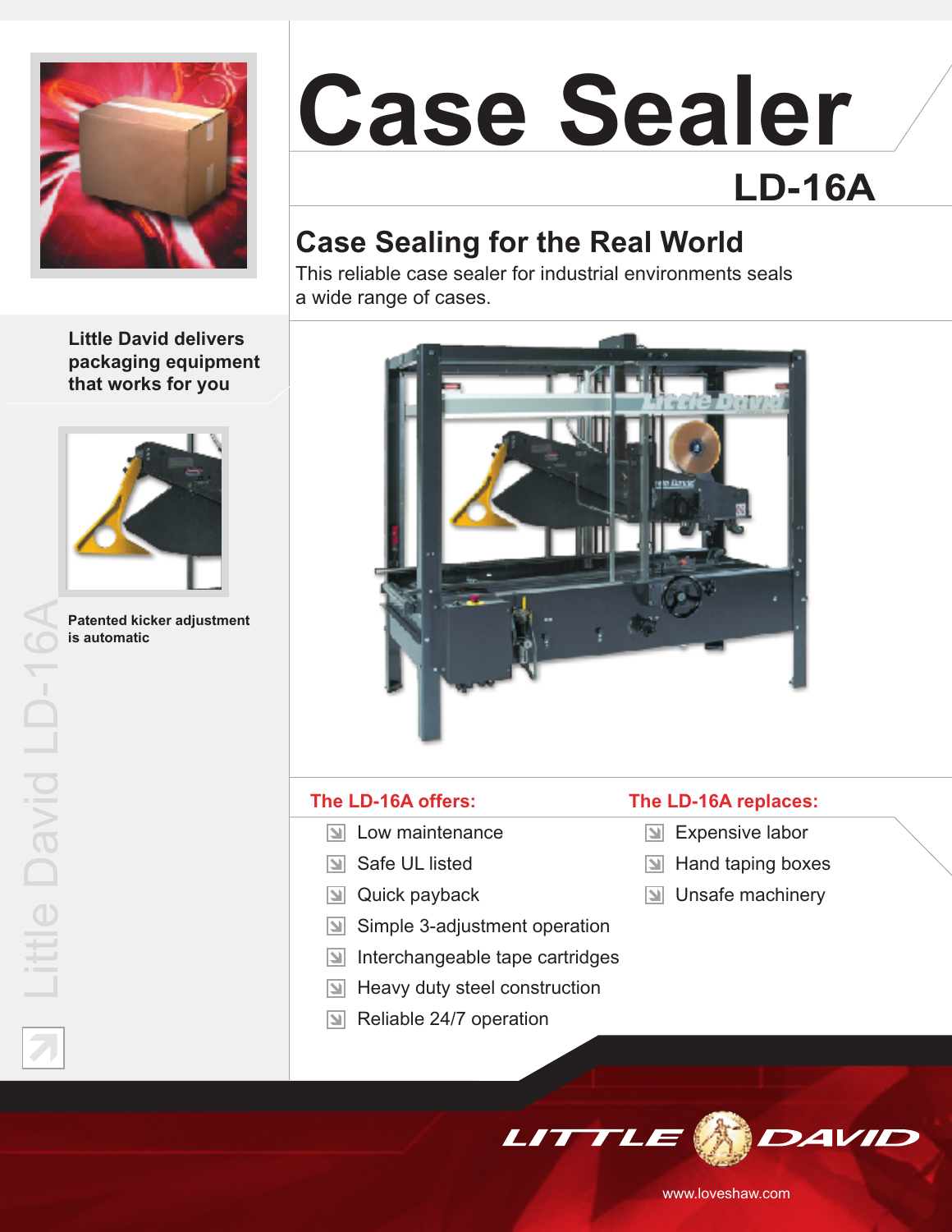# Case Sealer

## LD-16A

## Case Sealing for the Real World

This reliable case sealer for industrial environments seals a wide range of cases.

**Little David delivers packaging equipment that works for you**

**Patented kicker adjustment is automatic**

Little David LD-16A

### The LD-16A offers:

- Low maintenance
- Safe UL listed
- Quick payback
- Simple 3-adjustment operation
- Interchangeable tape cartridges
- Heavy duty steel construction
- Reliable 24/7 operation

### The LD-16A replaces:

- Expensive labor
- Hand taping boxes
- Unsafe machinery

LITTLE DAVID

www.loveshaw.com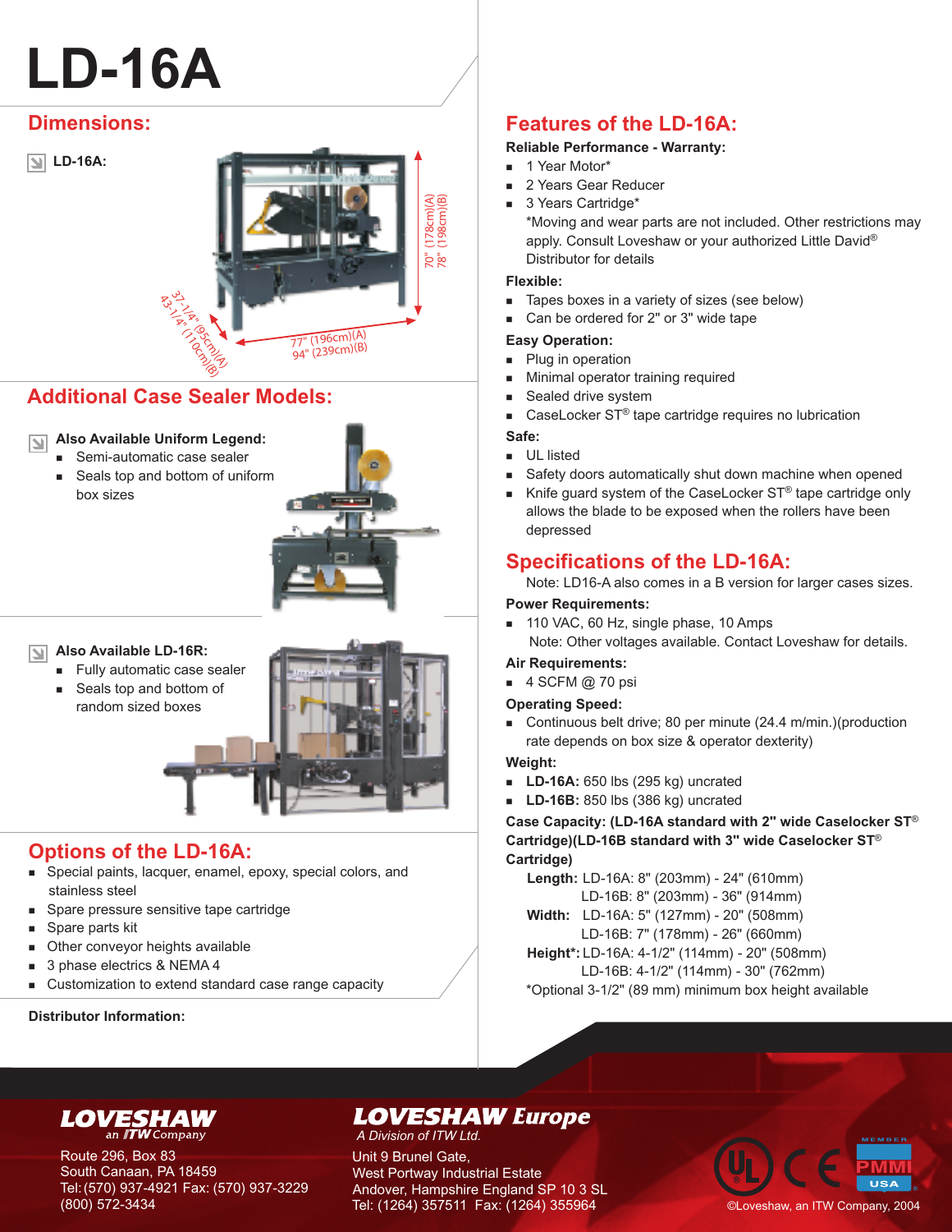# LD-16A

## Dimensions:

LD-16A:

70" (178cm)(A)
78" (198cm)(B)

37-1/4" (95cm)(A)
43-1/4" (110cm)(B)

77" (196cm)(A)
94" (239cm)(B)

## Additional Case Sealer Models:

**Also Available Uniform Legend:**

- Semi-automatic case sealer
- Seals top and bottom of uniform box sizes

**Also Available LD-16R:**

- Fully automatic case sealer
- Seals top and bottom of random sized boxes

## Options of the LD-16A:

- Special paints, lacquer, enamel, epoxy, special colors, and stainless steel
- Spare pressure sensitive tape cartridge
- Spare parts kit
- Other conveyor heights available
- 3 phase electrics & NEMA 4
- Customization to extend standard case range capacity

**Distributor Information:**

## Features of the LD-16A:

**Reliable Performance - Warranty:**

- 1 Year Motor*
- 2 Years Gear Reducer
- 3 Years Cartridge*

  *Moving and wear parts are not included. Other restrictions may apply. Consult Loveshaw or your authorized Little David® Distributor for details

**Flexible:**

- Tapes boxes in a variety of sizes (see below)
- Can be ordered for 2" or 3" wide tape

**Easy Operation:**

- Plug in operation
- Minimal operator training required
- Sealed drive system
- CaseLocker ST® tape cartridge requires no lubrication

**Safe:**

- UL listed
- Safety doors automatically shut down machine when opened
- Knife guard system of the CaseLocker ST® tape cartridge only allows the blade to be exposed when the rollers have been depressed

## Specifications of the LD-16A:

Note: LD16-A also comes in a B version for larger cases sizes.

**Power Requirements:**

- 110 VAC, 60 Hz, single phase, 10 Amps

  Note: Other voltages available. Contact Loveshaw for details.

**Air Requirements:**

- 4 SCFM @ 70 psi

**Operating Speed:**

- Continuous belt drive; 80 per minute (24.4 m/min.)(production rate depends on box size & operator dexterity)

**Weight:**

- **LD-16A:** 650 lbs (295 kg) uncrated
- **LD-16B:** 850 lbs (386 kg) uncrated

**Case Capacity: (LD-16A standard with 2" wide Caselocker ST® Cartridge)(LD-16B standard with 3" wide Caselocker ST® Cartridge)**

**Length:** LD-16A: 8" (203mm) - 24" (610mm)
LD-16B: 8" (203mm) - 36" (914mm)

**Width:** LD-16A: 5" (127mm) - 20" (508mm)
LD-16B: 7" (178mm) - 26" (660mm)

**Height*:** LD-16A: 4-1/2" (114mm) - 20" (508mm)
LD-16B: 4-1/2" (114mm) - 30" (762mm)

*Optional 3-1/2" (89 mm) minimum box height available

**LOVESHAW**
an ITW Company
Route 296, Box 83
South Canaan, PA 18459
Tel: (570) 937-4921 Fax: (570) 937-3229
(800) 572-3434

**LOVESHAW Europe**
*A Division of ITW Ltd.*
Unit 9 Brunel Gate,
West Portway Industrial Estate
Andover, Hampshire England SP 10 3 SL
Tel: (1264) 357511 Fax: (1264) 355964

MEMBER PMMI USA

©Loveshaw, an ITW Company, 2004